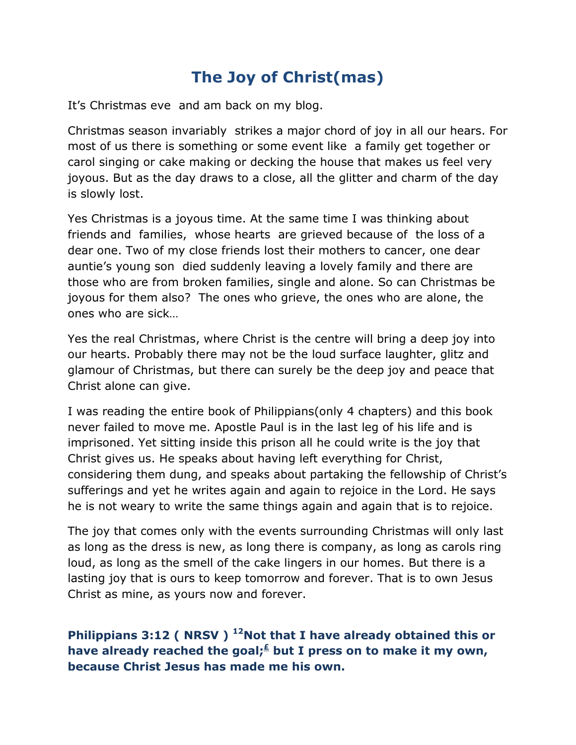# The Joy of Christ(mas)

It's Christmas eve and am back on my blog.

Christmas season invariably strikes a major chord of joy in all our hears. For most of us there is something or some event like a family get together or carol singing or cake making or decking the house that makes us feel very joyous. But as the day draws to a close, all the glitter and charm of the day is slowly lost.

Yes Christmas is a joyous time. At the same time I was thinking about friends and families, whose hearts are grieved because of the loss of a dear one. Two of my close friends lost their mothers to cancer, one dear auntie's young son died suddenly leaving a lovely family and there are those who are from broken families, single and alone. So can Christmas be joyous for them also? The ones who grieve, the ones who are alone, the ones who are sick…

Yes the real Christmas, where Christ is the centre will bring a deep joy into our hearts. Probably there may not be the loud surface laughter, glitz and glamour of Christmas, but there can surely be the deep joy and peace that Christ alone can give.

I was reading the entire book of Philippians(only 4 chapters) and this book never failed to move me. Apostle Paul is in the last leg of his life and is imprisoned. Yet sitting inside this prison all he could write is the joy that Christ gives us. He speaks about having left everything for Christ, considering them dung, and speaks about partaking the fellowship of Christ's sufferings and yet he writes again and again to rejoice in the Lord. He says he is not weary to write the same things again and again that is to rejoice.

The joy that comes only with the events surrounding Christmas will only last as long as the dress is new, as long there is company, as long as carols ring loud, as long as the smell of the cake lingers in our homes. But there is a lasting joy that is ours to keep tomorrow and forever. That is to own Jesus Christ as mine, as yours now and forever.

**Philippians 3:12 ( NRSV ) [12]Not that I have already obtained this or have already reached the goal;[£] but I press on to make it my own, because Christ Jesus has made me his own.**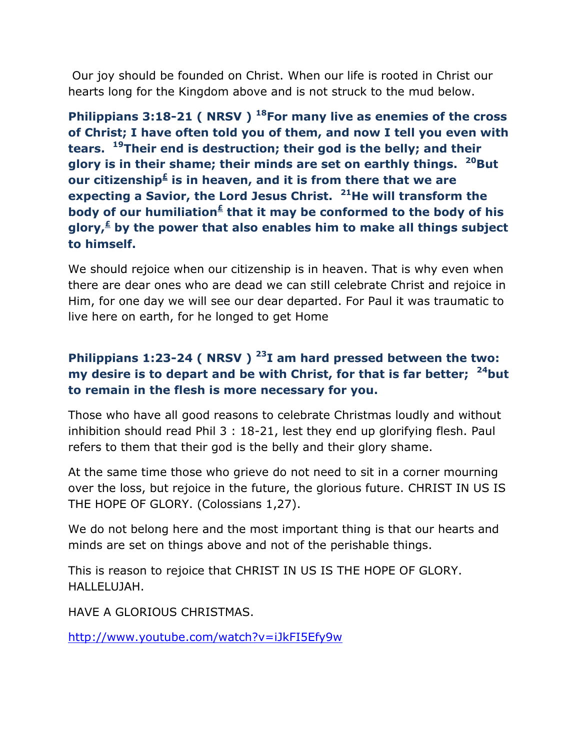Our joy should be founded on Christ. When our life is rooted in Christ our hearts long for the Kingdom above and is not struck to the mud below.

**Philippians 3:18-21 ( NRSV ) [18]For many live as enemies of the cross of Christ; I have often told you of them, and now I tell you even with tears. [19]Their end is destruction; their god is the belly; and their glory is in their shame; their minds are set on earthly things. [20]But our citizenship[£] is in heaven, and it is from there that we are expecting a Savior, the Lord Jesus Christ. [21]He will transform the body of our humiliation[£] that it may be conformed to the body of his glory,[£] by the power that also enables him to make all things subject to himself.**

We should rejoice when our citizenship is in heaven. That is why even when there are dear ones who are dead we can still celebrate Christ and rejoice in Him, for one day we will see our dear departed. For Paul it was traumatic to live here on earth, for he longed to get Home

**Philippians 1:23-24 ( NRSV ) [23]I am hard pressed between the two: my desire is to depart and be with Christ, for that is far better; [24]but to remain in the flesh is more necessary for you.**

Those who have all good reasons to celebrate Christmas loudly and without inhibition should read Phil 3 : 18-21, lest they end up glorifying flesh. Paul refers to them that their god is the belly and their glory shame.

At the same time those who grieve do not need to sit in a corner mourning over the loss, but rejoice in the future, the glorious future. CHRIST IN US IS THE HOPE OF GLORY. (Colossians 1,27).

We do not belong here and the most important thing is that our hearts and minds are set on things above and not of the perishable things.

This is reason to rejoice that CHRIST IN US IS THE HOPE OF GLORY. HALLELUJAH.

HAVE A GLORIOUS CHRISTMAS.

http://www.youtube.com/watch?v=iJkFI5Efy9w